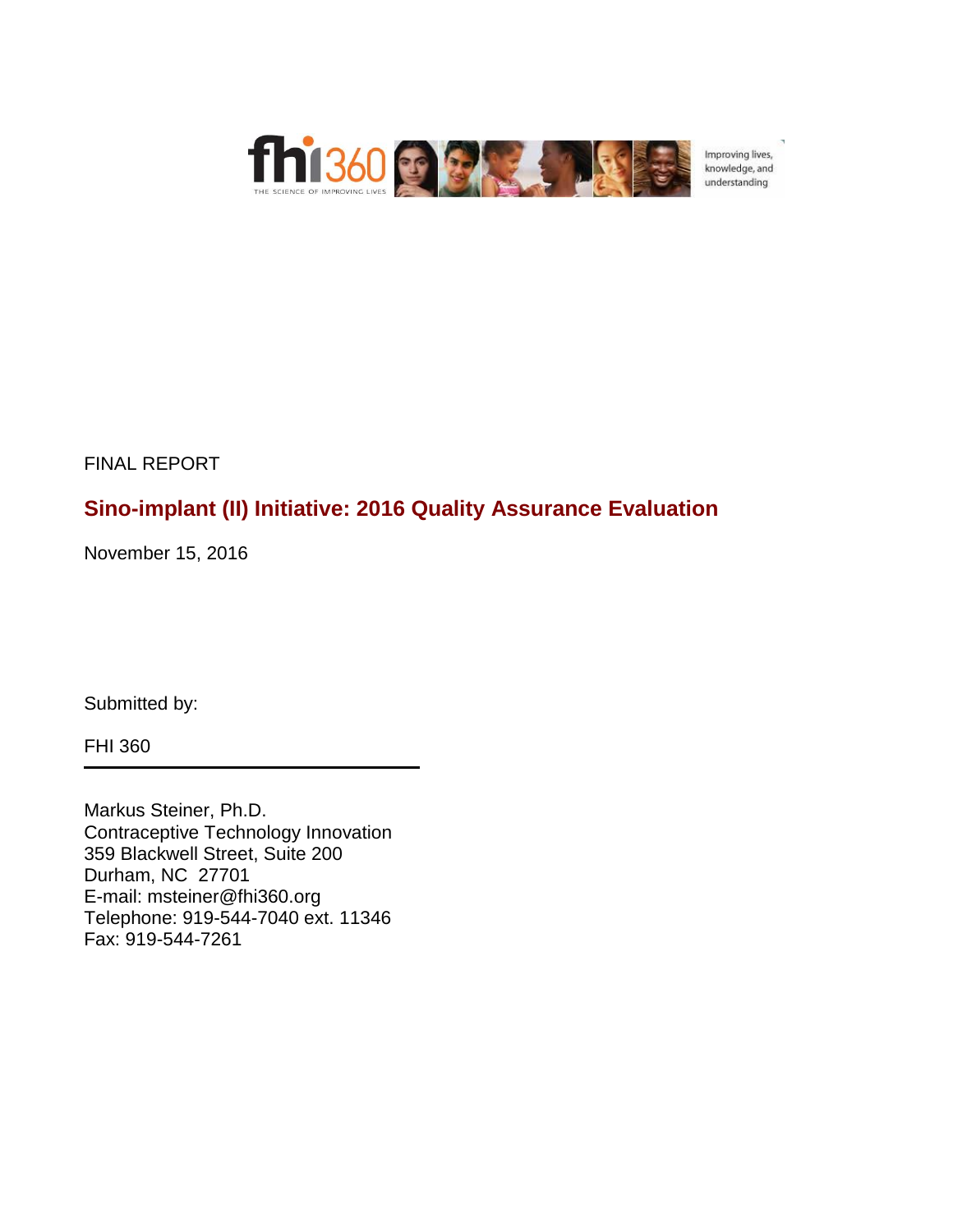FINAL REPORT

# Sino-implant (II) Initiative: 2016 Quality Assurance Evaluation

November 15, 2016

Submitted by:

FHI 360

---

Markus Steiner, Ph.D.
Contraceptive Technology Innovation
359 Blackwell Street, Suite 200
Durham, NC 27701
E-mail: msteiner@fhi360.org
Telephone: 919-544-7040 ext. 11346
Fax: 919-544-7261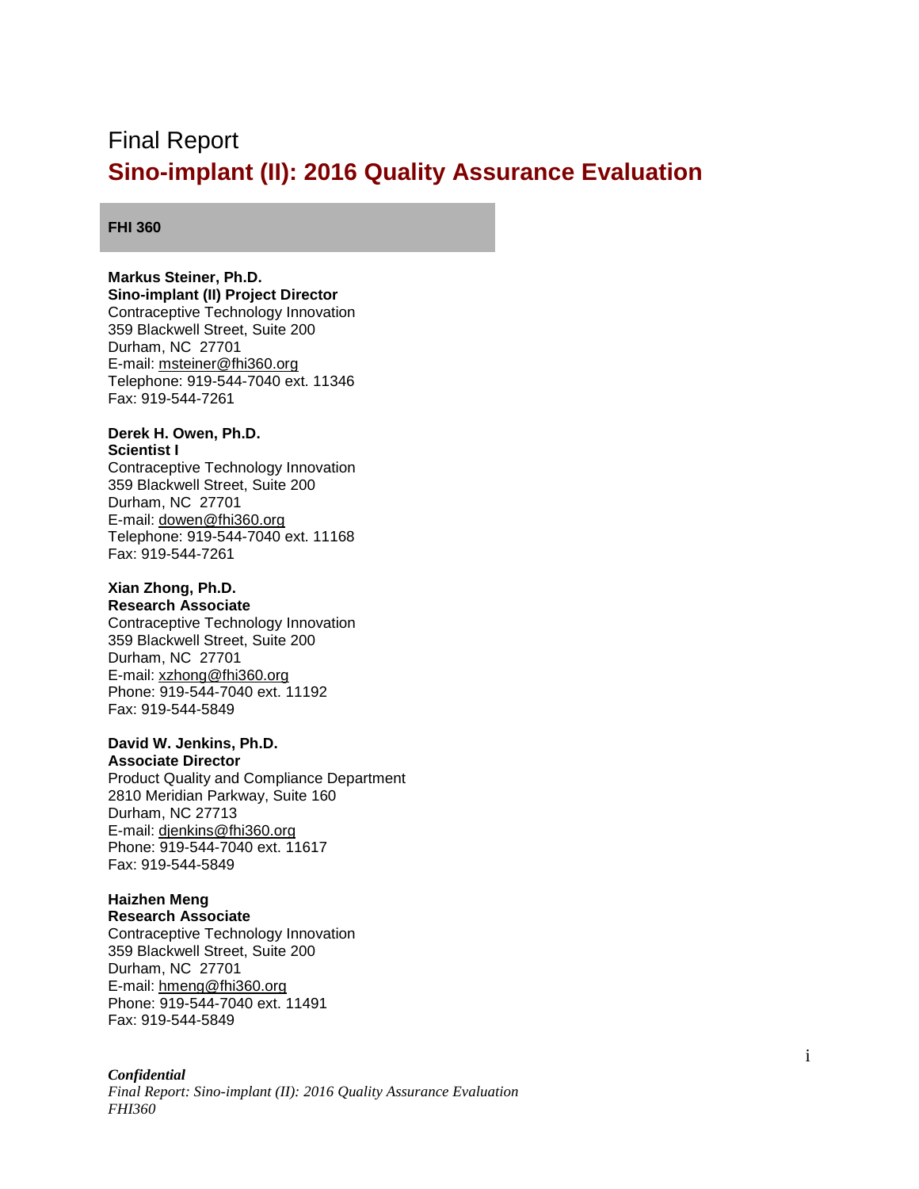Final Report

# Sino-implant (II): 2016 Quality Assurance Evaluation

**FHI 360**

**Markus Steiner, Ph.D.**
**Sino-implant (II) Project Director**
Contraceptive Technology Innovation
359 Blackwell Street, Suite 200
Durham, NC 27701
E-mail: msteiner@fhi360.org
Telephone: 919-544-7040 ext. 11346
Fax: 919-544-7261

**Derek H. Owen, Ph.D.**
**Scientist I**
Contraceptive Technology Innovation
359 Blackwell Street, Suite 200
Durham, NC 27701
E-mail: dowen@fhi360.org
Telephone: 919-544-7040 ext. 11168
Fax: 919-544-7261

**Xian Zhong, Ph.D.**
**Research Associate**
Contraceptive Technology Innovation
359 Blackwell Street, Suite 200
Durham, NC 27701
E-mail: xzhong@fhi360.org
Phone: 919-544-7040 ext. 11192
Fax: 919-544-5849

**David W. Jenkins, Ph.D.**
**Associate Director**
Product Quality and Compliance Department
2810 Meridian Parkway, Suite 160
Durham, NC 27713
E-mail: djenkins@fhi360.org
Phone: 919-544-7040 ext. 11617
Fax: 919-544-5849

**Haizhen Meng**
**Research Associate**
Contraceptive Technology Innovation
359 Blackwell Street, Suite 200
Durham, NC 27701
E-mail: hmeng@fhi360.org
Phone: 919-544-7040 ext. 11491
Fax: 919-544-5849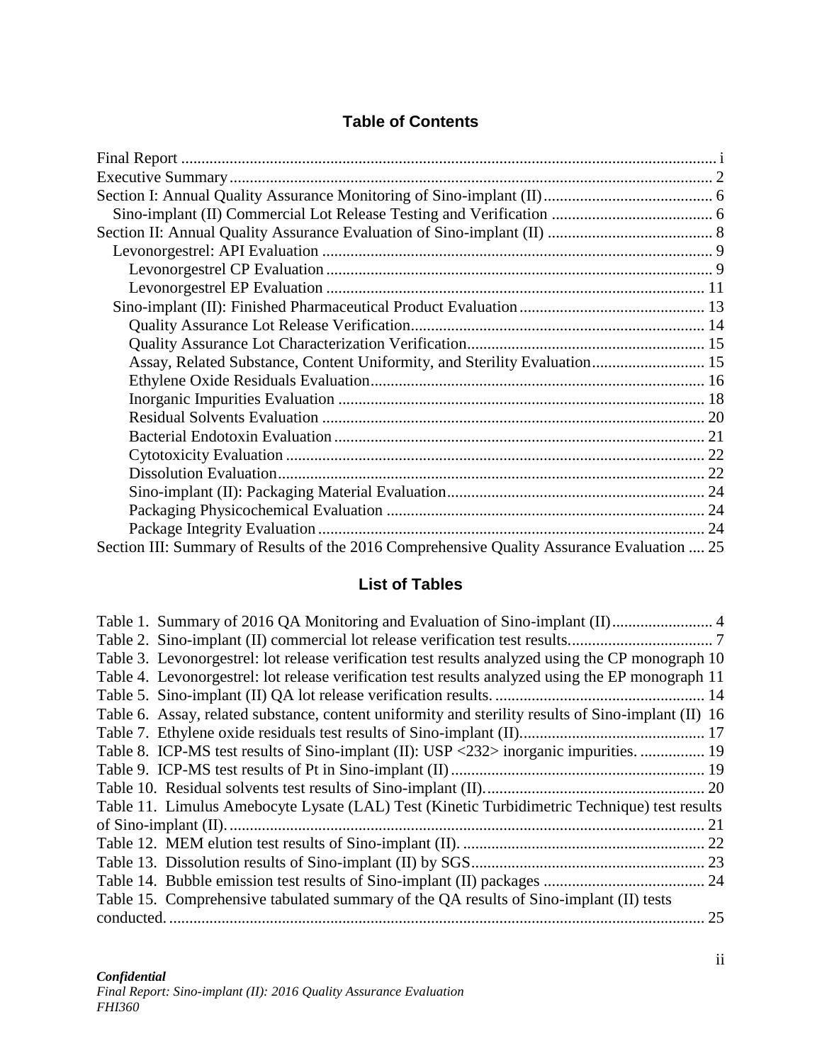## Table of Contents

Final Report .................................................................................................................................... i
Executive Summary ....................................................................................................................... 2
Section I: Annual Quality Assurance Monitoring of Sino-implant (II) .......................................... 6
  Sino-implant (II) Commercial Lot Release Testing and Verification ........................................ 6
Section II: Annual Quality Assurance Evaluation of Sino-implant (II) ......................................... 8
  Levonorgestrel: API Evaluation ................................................................................................ 9
    Levonorgestrel CP Evaluation ............................................................................................... 9
    Levonorgestrel EP Evaluation ............................................................................................. 11
  Sino-implant (II): Finished Pharmaceutical Product Evaluation ............................................. 13
    Quality Assurance Lot Release Verification ........................................................................ 14
    Quality Assurance Lot Characterization Verification ........................................................... 15
    Assay, Related Substance, Content Uniformity, and Sterility Evaluation ............................ 15
    Ethylene Oxide Residuals Evaluation .................................................................................. 16
    Inorganic Impurities Evaluation .......................................................................................... 18
    Residual Solvents Evaluation .............................................................................................. 20
    Bacterial Endotoxin Evaluation ........................................................................................... 21
    Cytotoxicity Evaluation ....................................................................................................... 22
    Dissolution Evaluation ......................................................................................................... 22
    Sino-implant (II): Packaging Material Evaluation ................................................................ 24
    Packaging Physicochemical Evaluation .............................................................................. 24
    Package Integrity Evaluation ............................................................................................... 24
Section III: Summary of Results of the 2016 Comprehensive Quality Assurance Evaluation .... 25

## List of Tables

Table 1. Summary of 2016 QA Monitoring and Evaluation of Sino-implant (II) ......................... 4
Table 2. Sino-implant (II) commercial lot release verification test results .................................... 7
Table 3. Levonorgestrel: lot release verification test results analyzed using the CP monograph 10
Table 4. Levonorgestrel: lot release verification test results analyzed using the EP monograph 11
Table 5. Sino-implant (II) QA lot release verification results. .................................................... 14
Table 6. Assay, related substance, content uniformity and sterility results of Sino-implant (II) 16
Table 7. Ethylene oxide residuals test results of Sino-implant (II). ............................................. 17
Table 8. ICP-MS test results of Sino-implant (II): USP <232> inorganic impurities. ................ 19
Table 9. ICP-MS test results of Pt in Sino-implant (II) ............................................................... 19
Table 10. Residual solvents test results of Sino-implant (II). ...................................................... 20
Table 11. Limulus Amebocyte Lysate (LAL) Test (Kinetic Turbidimetric Technique) test results of Sino-implant (II). ..................................................................................................................... 21
Table 12. MEM elution test results of Sino-implant (II). ............................................................ 22
Table 13. Dissolution results of Sino-implant (II) by SGS .......................................................... 23
Table 14. Bubble emission test results of Sino-implant (II) packages ........................................ 24
Table 15. Comprehensive tabulated summary of the QA results of Sino-implant (II) tests conducted. ..................................................................................................................................... 25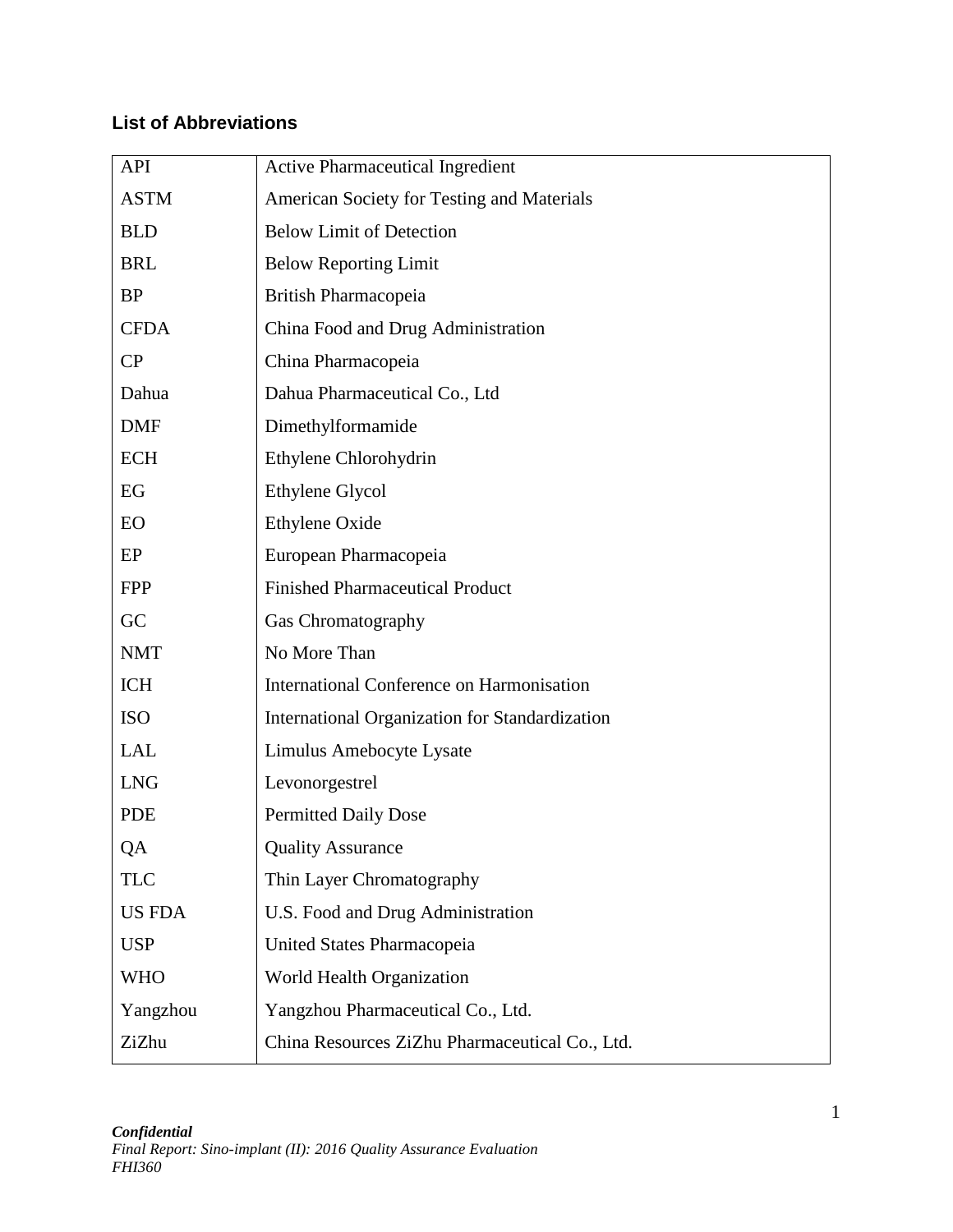## List of Abbreviations

| | |
|---|---|
| API | Active Pharmaceutical Ingredient |
| ASTM | American Society for Testing and Materials |
| BLD | Below Limit of Detection |
| BRL | Below Reporting Limit |
| BP | British Pharmacopeia |
| CFDA | China Food and Drug Administration |
| CP | China Pharmacopeia |
| Dahua | Dahua Pharmaceutical Co., Ltd |
| DMF | Dimethylformamide |
| ECH | Ethylene Chlorohydrin |
| EG | Ethylene Glycol |
| EO | Ethylene Oxide |
| EP | European Pharmacopeia |
| FPP | Finished Pharmaceutical Product |
| GC | Gas Chromatography |
| NMT | No More Than |
| ICH | International Conference on Harmonisation |
| ISO | International Organization for Standardization |
| LAL | Limulus Amebocyte Lysate |
| LNG | Levonorgestrel |
| PDE | Permitted Daily Dose |
| QA | Quality Assurance |
| TLC | Thin Layer Chromatography |
| US FDA | U.S. Food and Drug Administration |
| USP | United States Pharmacopeia |
| WHO | World Health Organization |
| Yangzhou | Yangzhou Pharmaceutical Co., Ltd. |
| ZiZhu | China Resources ZiZhu Pharmaceutical Co., Ltd. |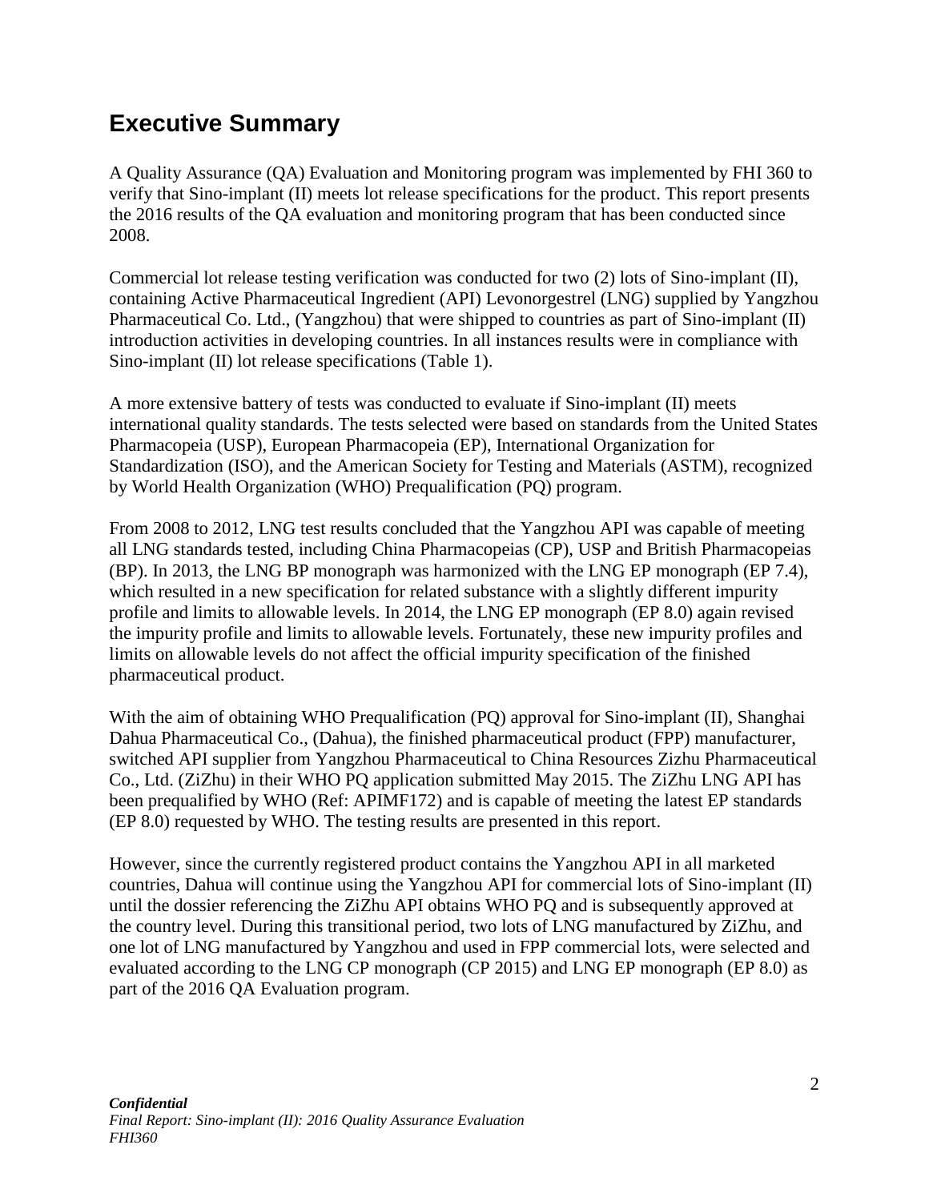# Executive Summary

A Quality Assurance (QA) Evaluation and Monitoring program was implemented by FHI 360 to verify that Sino-implant (II) meets lot release specifications for the product. This report presents the 2016 results of the QA evaluation and monitoring program that has been conducted since 2008.

Commercial lot release testing verification was conducted for two (2) lots of Sino-implant (II), containing Active Pharmaceutical Ingredient (API) Levonorgestrel (LNG) supplied by Yangzhou Pharmaceutical Co. Ltd., (Yangzhou) that were shipped to countries as part of Sino-implant (II) introduction activities in developing countries. In all instances results were in compliance with Sino-implant (II) lot release specifications (Table 1).

A more extensive battery of tests was conducted to evaluate if Sino-implant (II) meets international quality standards. The tests selected were based on standards from the United States Pharmacopeia (USP), European Pharmacopeia (EP), International Organization for Standardization (ISO), and the American Society for Testing and Materials (ASTM), recognized by World Health Organization (WHO) Prequalification (PQ) program.

From 2008 to 2012, LNG test results concluded that the Yangzhou API was capable of meeting all LNG standards tested, including China Pharmacopeias (CP), USP and British Pharmacopeias (BP). In 2013, the LNG BP monograph was harmonized with the LNG EP monograph (EP 7.4), which resulted in a new specification for related substance with a slightly different impurity profile and limits to allowable levels. In 2014, the LNG EP monograph (EP 8.0) again revised the impurity profile and limits to allowable levels. Fortunately, these new impurity profiles and limits on allowable levels do not affect the official impurity specification of the finished pharmaceutical product.

With the aim of obtaining WHO Prequalification (PQ) approval for Sino-implant (II), Shanghai Dahua Pharmaceutical Co., (Dahua), the finished pharmaceutical product (FPP) manufacturer, switched API supplier from Yangzhou Pharmaceutical to China Resources Zizhu Pharmaceutical Co., Ltd. (ZiZhu) in their WHO PQ application submitted May 2015. The ZiZhu LNG API has been prequalified by WHO (Ref: APIMF172) and is capable of meeting the latest EP standards (EP 8.0) requested by WHO. The testing results are presented in this report.

However, since the currently registered product contains the Yangzhou API in all marketed countries, Dahua will continue using the Yangzhou API for commercial lots of Sino-implant (II) until the dossier referencing the ZiZhu API obtains WHO PQ and is subsequently approved at the country level. During this transitional period, two lots of LNG manufactured by ZiZhu, and one lot of LNG manufactured by Yangzhou and used in FPP commercial lots, were selected and evaluated according to the LNG CP monograph (CP 2015) and LNG EP monograph (EP 8.0) as part of the 2016 QA Evaluation program.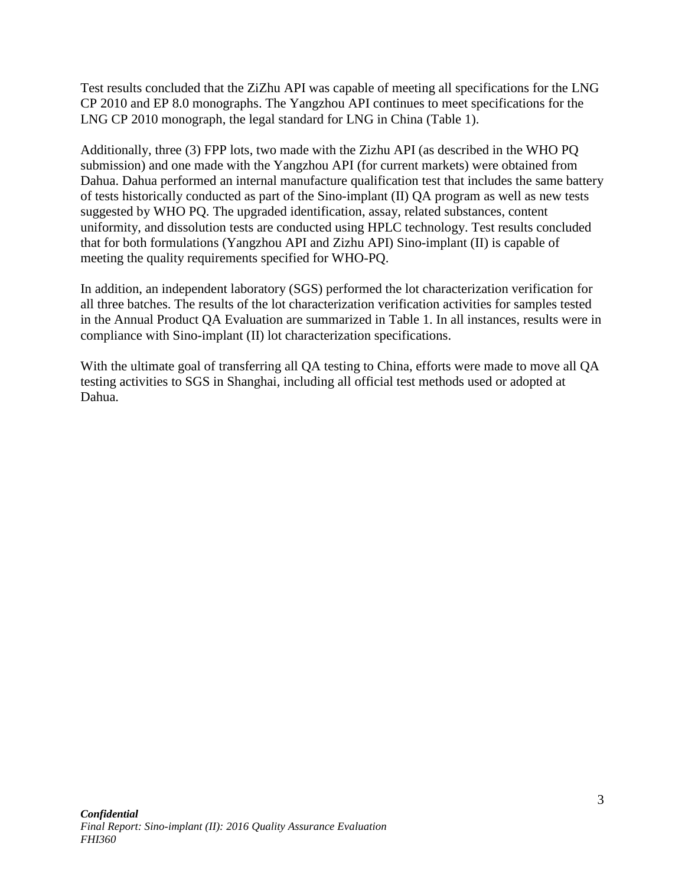Test results concluded that the ZiZhu API was capable of meeting all specifications for the LNG CP 2010 and EP 8.0 monographs. The Yangzhou API continues to meet specifications for the LNG CP 2010 monograph, the legal standard for LNG in China (Table 1).

Additionally, three (3) FPP lots, two made with the Zizhu API (as described in the WHO PQ submission) and one made with the Yangzhou API (for current markets) were obtained from Dahua. Dahua performed an internal manufacture qualification test that includes the same battery of tests historically conducted as part of the Sino-implant (II) QA program as well as new tests suggested by WHO PQ. The upgraded identification, assay, related substances, content uniformity, and dissolution tests are conducted using HPLC technology. Test results concluded that for both formulations (Yangzhou API and Zizhu API) Sino-implant (II) is capable of meeting the quality requirements specified for WHO-PQ.

In addition, an independent laboratory (SGS) performed the lot characterization verification for all three batches. The results of the lot characterization verification activities for samples tested in the Annual Product QA Evaluation are summarized in Table 1. In all instances, results were in compliance with Sino-implant (II) lot characterization specifications.

With the ultimate goal of transferring all QA testing to China, efforts were made to move all QA testing activities to SGS in Shanghai, including all official test methods used or adopted at Dahua.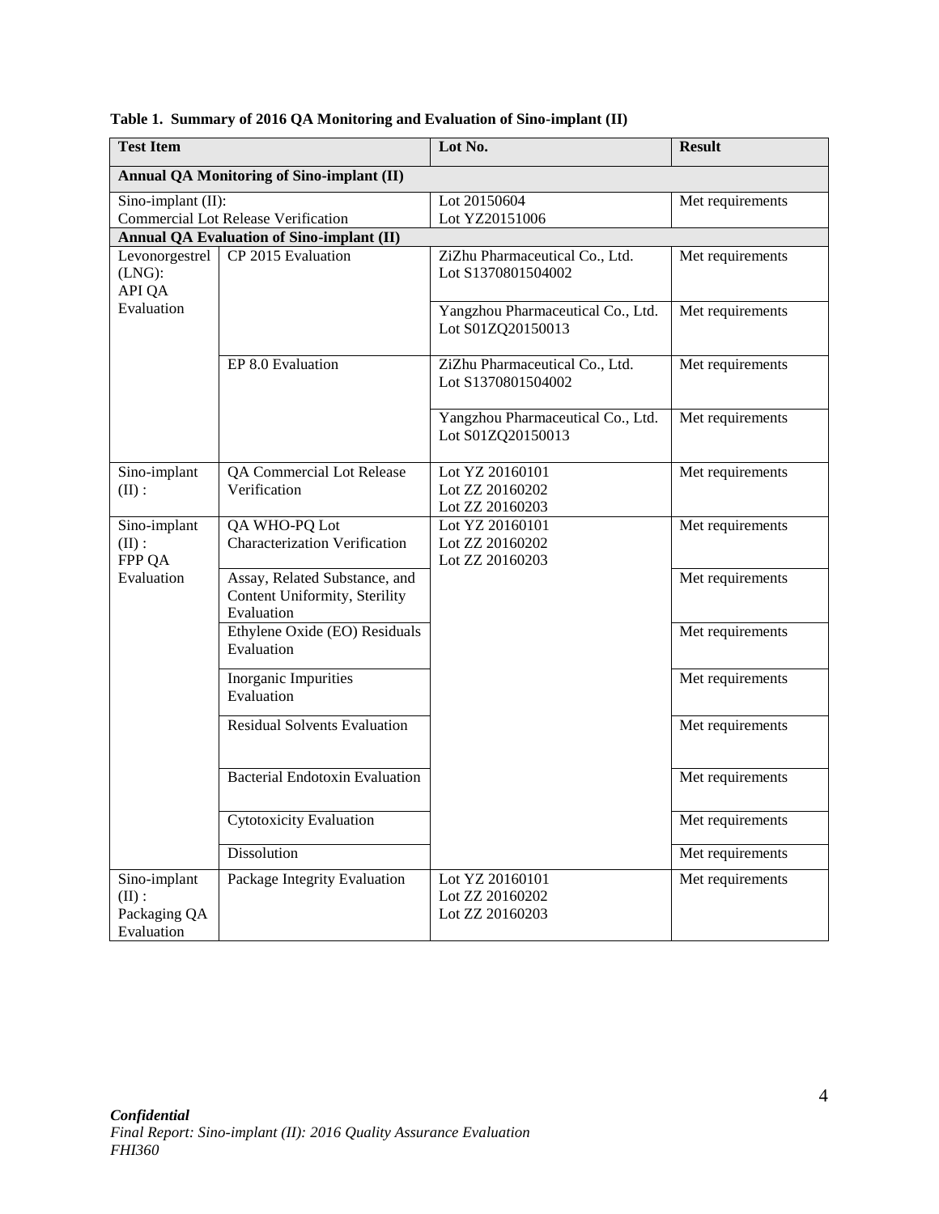**Table 1. Summary of 2016 QA Monitoring and Evaluation of Sino-implant (II)**

| Test Item | | Lot No. | Result |
|---|---|---|---|
| **Annual QA Monitoring of Sino-implant (II)** | | | |
| Sino-implant (II): Commercial Lot Release Verification | | Lot 20150604<br>Lot YZ20151006 | Met requirements |
| **Annual QA Evaluation of Sino-implant (II)** | | | |
| Levonorgestrel (LNG): API QA Evaluation | CP 2015 Evaluation | ZiZhu Pharmaceutical Co., Ltd.<br>Lot S1370801504002 | Met requirements |
| | | Yangzhou Pharmaceutical Co., Ltd.<br>Lot S01ZQ20150013 | Met requirements |
| | EP 8.0 Evaluation | ZiZhu Pharmaceutical Co., Ltd.<br>Lot S1370801504002 | Met requirements |
| | | Yangzhou Pharmaceutical Co., Ltd.<br>Lot S01ZQ20150013 | Met requirements |
| Sino-implant (II) : | QA Commercial Lot Release Verification | Lot YZ 20160101<br>Lot ZZ 20160202<br>Lot ZZ 20160203 | Met requirements |
| Sino-implant (II) : FPP QA Evaluation | QA WHO-PQ Lot Characterization Verification | Lot YZ 20160101<br>Lot ZZ 20160202<br>Lot ZZ 20160203 | Met requirements |
| | Assay, Related Substance, and Content Uniformity, Sterility Evaluation | | Met requirements |
| | Ethylene Oxide (EO) Residuals Evaluation | | Met requirements |
| | Inorganic Impurities Evaluation | | Met requirements |
| | Residual Solvents Evaluation | | Met requirements |
| | Bacterial Endotoxin Evaluation | | Met requirements |
| | Cytotoxicity Evaluation | | Met requirements |
| | Dissolution | | Met requirements |
| Sino-implant (II) : Packaging QA Evaluation | Package Integrity Evaluation | Lot YZ 20160101<br>Lot ZZ 20160202<br>Lot ZZ 20160203 | Met requirements |